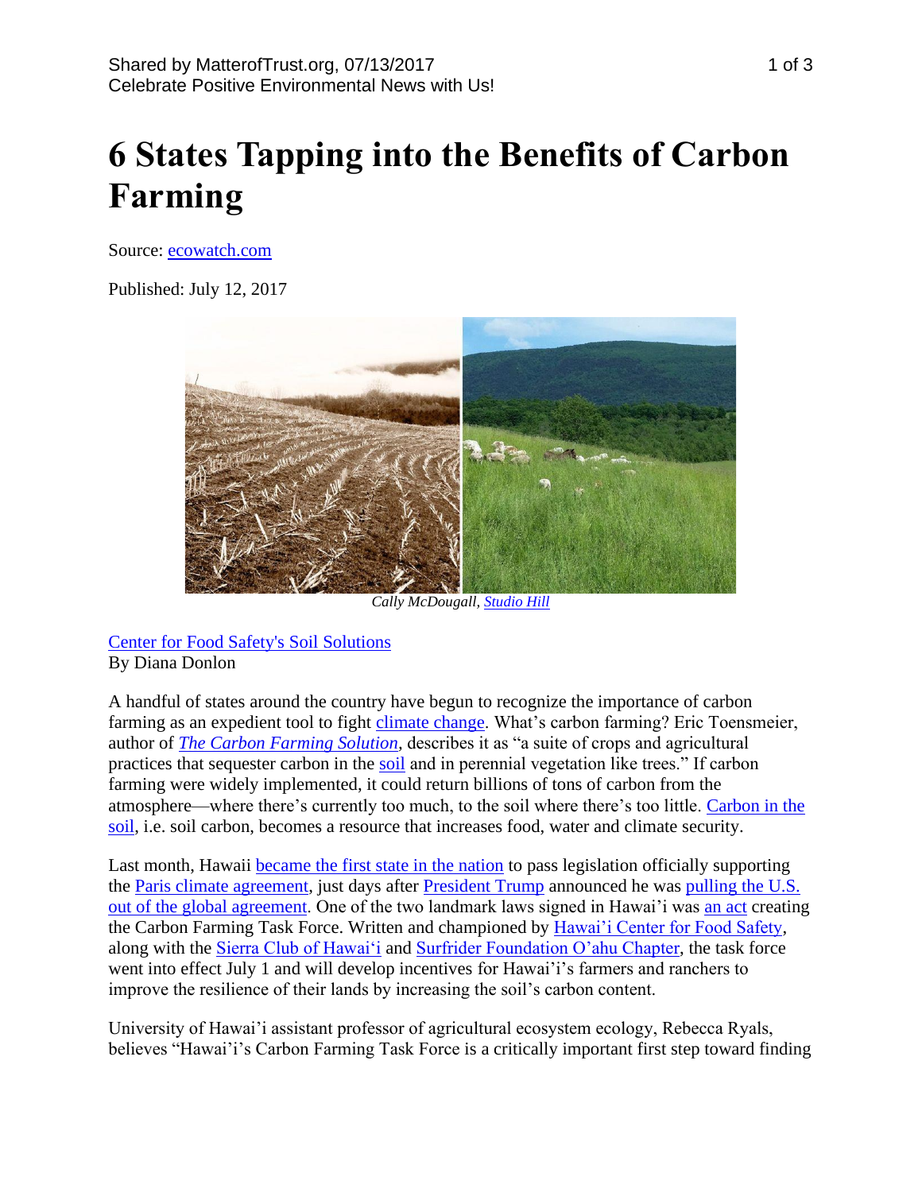Shared by MatterofTrust.org, 07/13/2017
Celebrate Positive Environmental News with Us!

# 6 States Tapping into the Benefits of Carbon Farming

Source: ecowatch.com

Published: July 12, 2017

*Cally McDougall, Studio Hill*

Center for Food Safety's Soil Solutions
By Diana Donlon

A handful of states around the country have begun to recognize the importance of carbon farming as an expedient tool to fight climate change. What's carbon farming? Eric Toensmeier, author of *The Carbon Farming Solution*, describes it as "a suite of crops and agricultural practices that sequester carbon in the soil and in perennial vegetation like trees." If carbon farming were widely implemented, it could return billions of tons of carbon from the atmosphere—where there's currently too much, to the soil where there's too little. Carbon in the soil, i.e. soil carbon, becomes a resource that increases food, water and climate security.

Last month, Hawaii became the first state in the nation to pass legislation officially supporting the Paris climate agreement, just days after President Trump announced he was pulling the U.S. out of the global agreement. One of the two landmark laws signed in Hawai'i was an act creating the Carbon Farming Task Force. Written and championed by Hawai'i Center for Food Safety, along with the Sierra Club of Hawai'i and Surfrider Foundation O'ahu Chapter, the task force went into effect July 1 and will develop incentives for Hawai'i's farmers and ranchers to improve the resilience of their lands by increasing the soil's carbon content.

University of Hawai'i assistant professor of agricultural ecosystem ecology, Rebecca Ryals, believes "Hawai'i's Carbon Farming Task Force is a critically important first step toward finding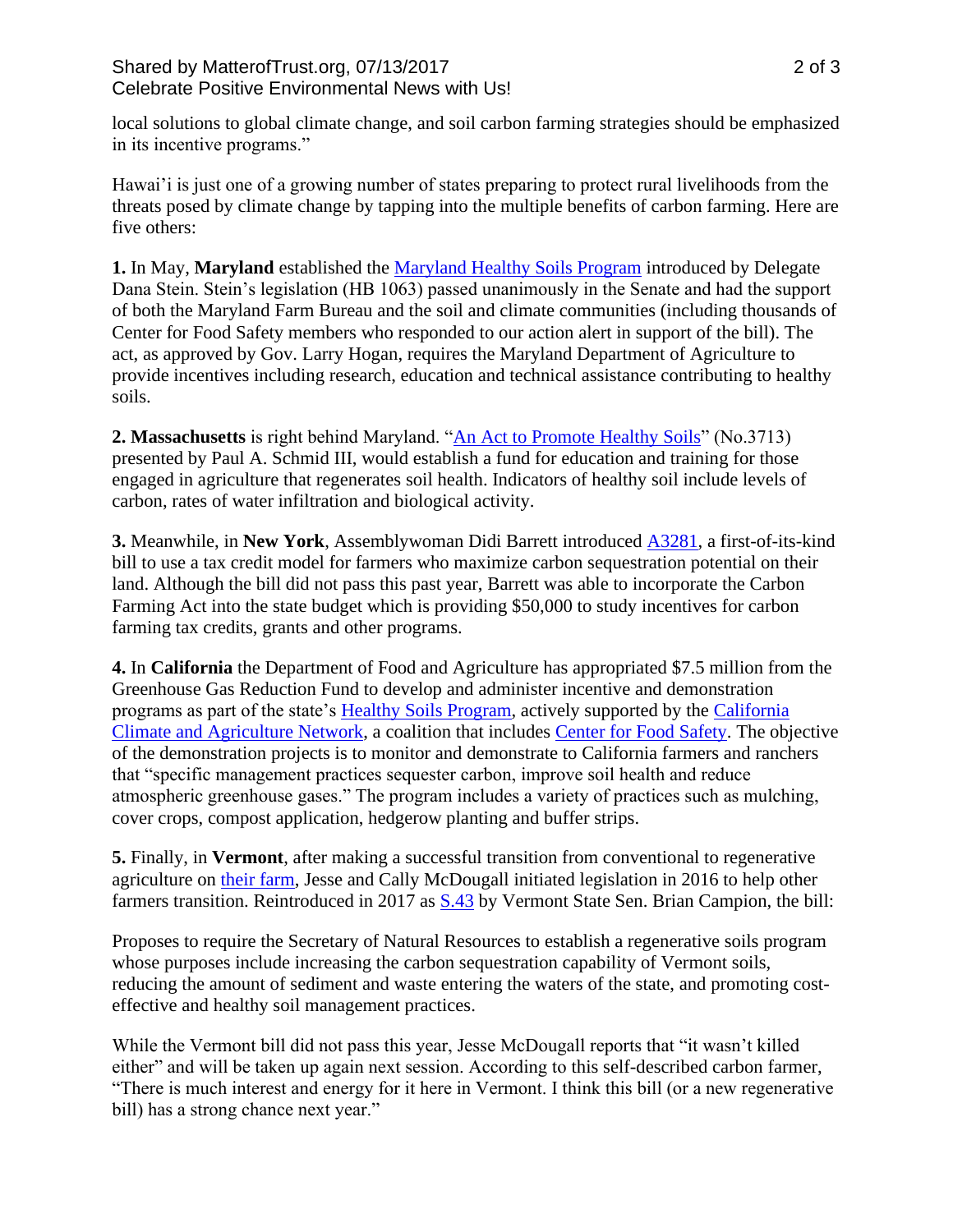local solutions to global climate change, and soil carbon farming strategies should be emphasized in its incentive programs."

Hawai'i is just one of a growing number of states preparing to protect rural livelihoods from the threats posed by climate change by tapping into the multiple benefits of carbon farming. Here are five others:

**1.** In May, **Maryland** established the Maryland Healthy Soils Program introduced by Delegate Dana Stein. Stein's legislation (HB 1063) passed unanimously in the Senate and had the support of both the Maryland Farm Bureau and the soil and climate communities (including thousands of Center for Food Safety members who responded to our action alert in support of the bill). The act, as approved by Gov. Larry Hogan, requires the Maryland Department of Agriculture to provide incentives including research, education and technical assistance contributing to healthy soils.

**2. Massachusetts** is right behind Maryland. "An Act to Promote Healthy Soils" (No.3713) presented by Paul A. Schmid III, would establish a fund for education and training for those engaged in agriculture that regenerates soil health. Indicators of healthy soil include levels of carbon, rates of water infiltration and biological activity.

**3.** Meanwhile, in **New York**, Assemblywoman Didi Barrett introduced A3281, a first-of-its-kind bill to use a tax credit model for farmers who maximize carbon sequestration potential on their land. Although the bill did not pass this past year, Barrett was able to incorporate the Carbon Farming Act into the state budget which is providing $50,000 to study incentives for carbon farming tax credits, grants and other programs.

**4.** In **California** the Department of Food and Agriculture has appropriated $7.5 million from the Greenhouse Gas Reduction Fund to develop and administer incentive and demonstration programs as part of the state's Healthy Soils Program, actively supported by the California Climate and Agriculture Network, a coalition that includes Center for Food Safety. The objective of the demonstration projects is to monitor and demonstrate to California farmers and ranchers that "specific management practices sequester carbon, improve soil health and reduce atmospheric greenhouse gases." The program includes a variety of practices such as mulching, cover crops, compost application, hedgerow planting and buffer strips.

**5.** Finally, in **Vermont**, after making a successful transition from conventional to regenerative agriculture on their farm, Jesse and Cally McDougall initiated legislation in 2016 to help other farmers transition. Reintroduced in 2017 as S.43 by Vermont State Sen. Brian Campion, the bill:

Proposes to require the Secretary of Natural Resources to establish a regenerative soils program whose purposes include increasing the carbon sequestration capability of Vermont soils, reducing the amount of sediment and waste entering the waters of the state, and promoting cost-effective and healthy soil management practices.

While the Vermont bill did not pass this year, Jesse McDougall reports that "it wasn't killed either" and will be taken up again next session. According to this self-described carbon farmer, "There is much interest and energy for it here in Vermont. I think this bill (or a new regenerative bill) has a strong chance next year."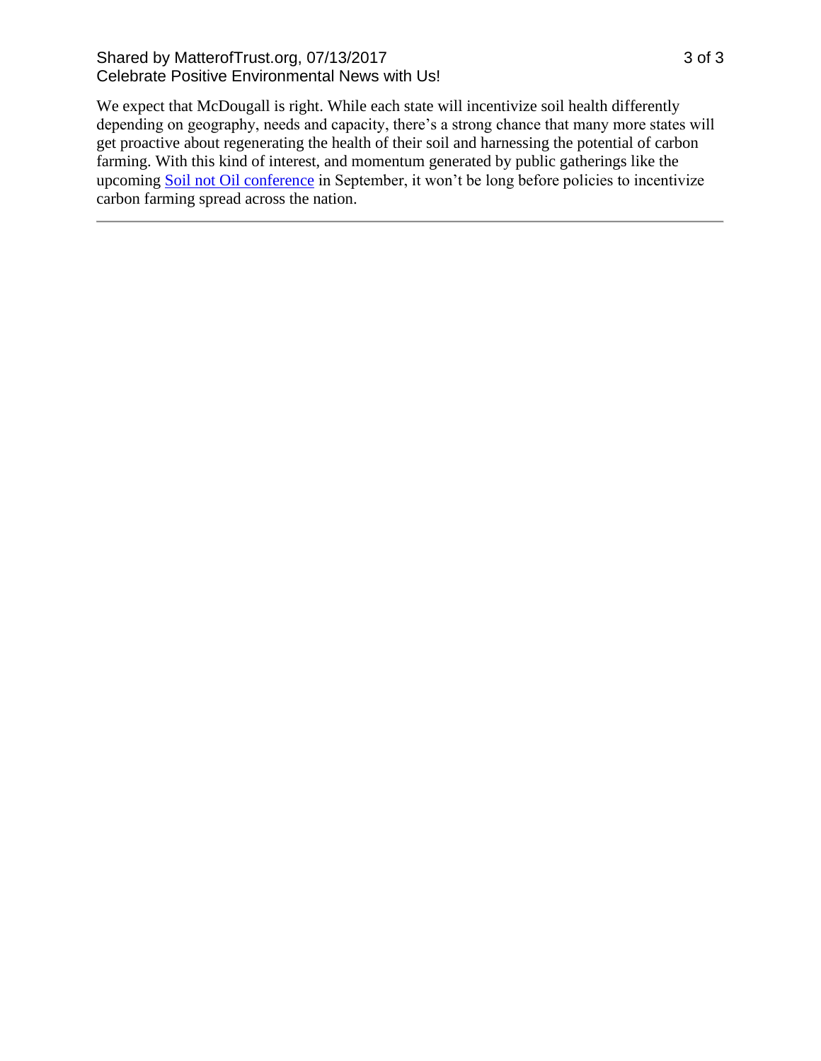We expect that McDougall is right. While each state will incentivize soil health differently depending on geography, needs and capacity, there's a strong chance that many more states will get proactive about regenerating the health of their soil and harnessing the potential of carbon farming. With this kind of interest, and momentum generated by public gatherings like the upcoming Soil not Oil conference in September, it won't be long before policies to incentivize carbon farming spread across the nation.

---